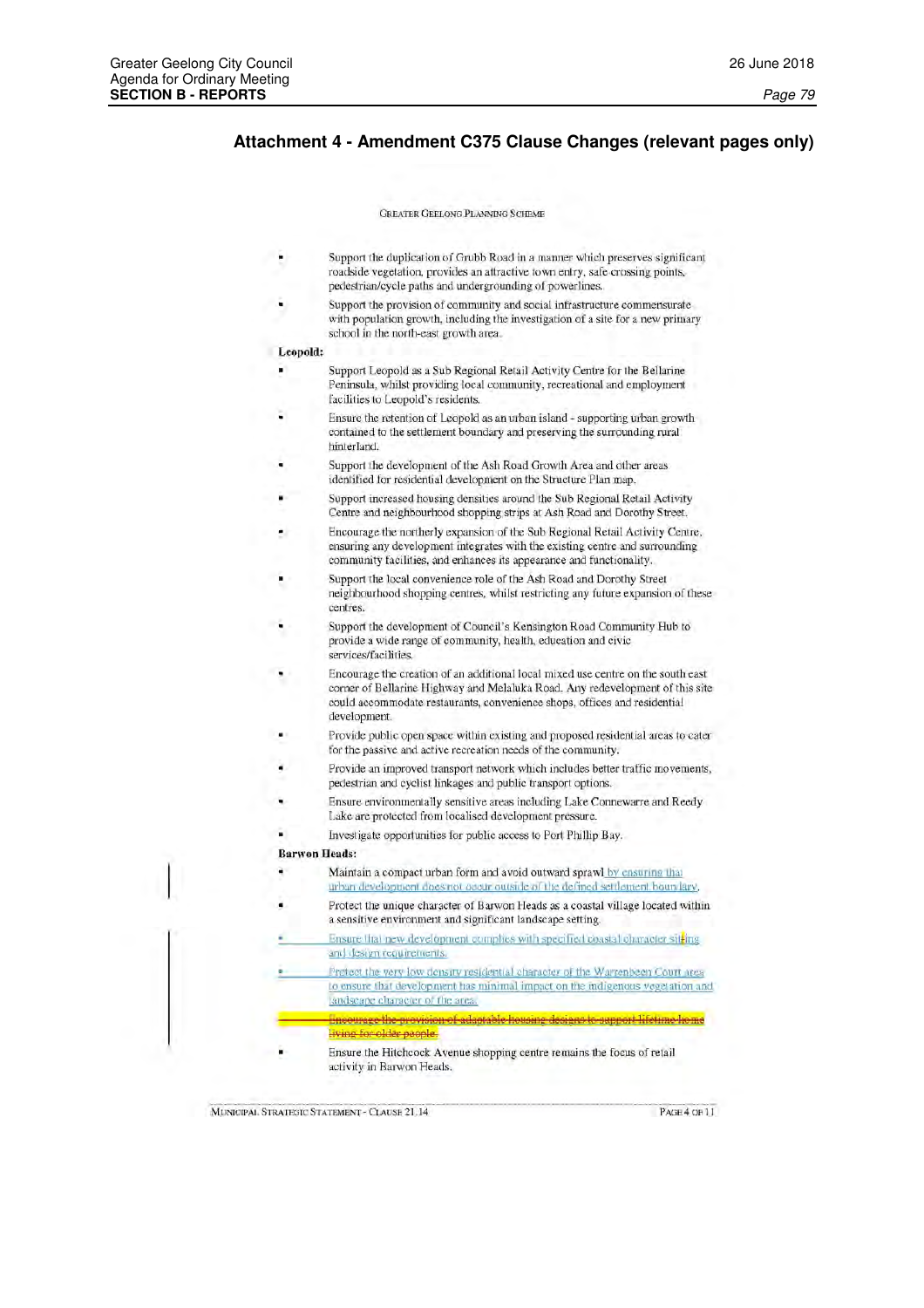## Attachment 4 - Amendment C375 Clause Changes (relevant pages only)

GREATER GEELONG PLANNING SCHEME

- Support the duplication of Grubb Road in a manner which preserves significant roadside vegetation, provides an attractive town entry, safe crossing points, pedestrian/cycle paths and undergrounding of powerlines.
- Support the provision of community and social infrastructure commensurate with population growth, including the investigation of a site for a new primary school in the north-east growth area.

**Leopold:**

- Support Leopold as a Sub Regional Retail Activity Centre for the Bellarine Peninsula, whilst providing local community, recreational and employment facilities to Leopold's residents.
- Ensure the retention of Leopold as an urban island - supporting urban growth contained to the settlement boundary and preserving the surrounding rural hinterland.
- Support the development of the Ash Road Growth Area and other areas identified for residential development on the Structure Plan map.
- Support increased housing densities around the Sub Regional Retail Activity Centre and neighbourhood shopping strips at Ash Road and Dorothy Street.
- Encourage the northerly expansion of the Sub Regional Retail Activity Centre, ensuring any development integrates with the existing centre and surrounding community facilities, and enhances its appearance and functionality.
- Support the local convenience role of the Ash Road and Dorothy Street neighbourhood shopping centres, whilst restricting any future expansion of these centres.
- Support the development of Council's Kensington Road Community Hub to provide a wide range of community, health, education and civic services/facilities.
- Encourage the creation of an additional local mixed use centre on the south east corner of Bellarine Highway and Melaluka Road. Any redevelopment of this site could accommodate restaurants, convenience shops, offices and residential development.
- Provide public open space within existing and proposed residential areas to cater for the passive and active recreation needs of the community.
- Provide an improved transport network which includes better traffic movements, pedestrian and cyclist linkages and public transport options.
- Ensure environmentally sensitive areas including Lake Connewarre and Reedy Lake are protected from localised development pressure.
- Investigate opportunities for public access to Port Phillip Bay.

**Barwon Heads:**

- Maintain a compact urban form and avoid outward sprawl by ensuring that urban development does not occur outside of the defined settlement boundary.
- Protect the unique character of Barwon Heads as a coastal village located within a sensitive environment and significant landscape setting.
- Ensure that new development complies with specified coastal character siting and design requirements.
- Protect the very low density residential character of the Warrenbeen Court area to ensure that development has minimal impact on the indigenous vegetation and landscape character of the area.
- ~~Encourage the provision of adaptable housing designs to support lifetime home living for older people.~~
- Ensure the Hitchcock Avenue shopping centre remains the focus of retail activity in Barwon Heads.

MUNICIPAL STRATEGIC STATEMENT - CLAUSE 21.14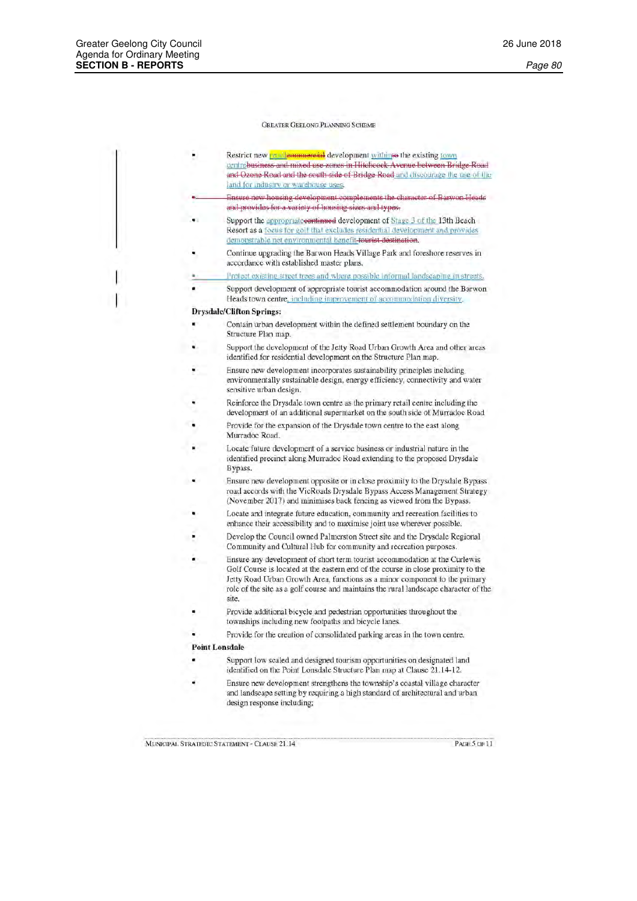- Restrict new retail~~commercial~~ development within~~to~~ the existing town centre~~business and mixed use zones in Hitchcock Avenue between Bridge Road and Ozone Road and the south side of Bridge Road~~ and discourage the use of the land for industry or warehouse uses.
- ~~Ensure new housing development complements the character of Barwon Heads and provides for a variety of housing sizes and types.~~
- Support the appropriate~~continued~~ development of Stage 3 of the 13th Beach Resort as a focus for golf that excludes residential development and provides demonstrable net environmental benefit~~tourist destination~~.
- Continue upgrading the Barwon Heads Village Park and foreshore reserves in accordance with established master plans.
- Protect existing street trees and where possible informal landscaping in streets.
- Support development of appropriate tourist accommodation around the Barwon Heads town centre, including improvement of accommodation diversity.

**Drysdale/Clifton Springs:**

- Contain urban development within the defined settlement boundary on the Structure Plan map.
- Support the development of the Jetty Road Urban Growth Area and other areas identified for residential development on the Structure Plan map.
- Ensure new development incorporates sustainability principles including environmentally sustainable design, energy efficiency, connectivity and water sensitive urban design.
- Reinforce the Drysdale town centre as the primary retail centre including the development of an additional supermarket on the south side of Murradoc Road
- Provide for the expansion of the Drysdale town centre to the east along Murradoc Road.
- Locate future development of a service business or industrial nature in the identified precinct along Murradoc Road extending to the proposed Drysdale Bypass.
- Ensure new development opposite or in close proximity to the Drysdale Bypass road accords with the VicRoads Drysdale Bypass Access Management Strategy (November 2017) and minimises back fencing as viewed from the Bypass.
- Locate and integrate future education, community and recreation facilities to enhance their accessibility and to maximise joint use wherever possible.
- Develop the Council owned Palmerston Street site and the Drysdale Regional Community and Cultural Hub for community and recreation purposes.
- Ensure any development of short term tourist accommodation at the Curlewis Golf Course is located at the eastern end of the course in close proximity to the Jetty Road Urban Growth Area, functions as a minor component to the primary role of the site as a golf course and maintains the rural landscape character of the site.
- Provide additional bicycle and pedestrian opportunities throughout the townships including new footpaths and bicycle lanes.
- Provide for the creation of consolidated parking areas in the town centre.

**Point Lonsdale**

- Support low scaled and designed tourism opportunities on designated land identified on the Point Lonsdale Structure Plan map at Clause 21.14-12.
- Ensure new development strengthens the township's coastal village character and landscape setting by requiring a high standard of architectural and urban design response including;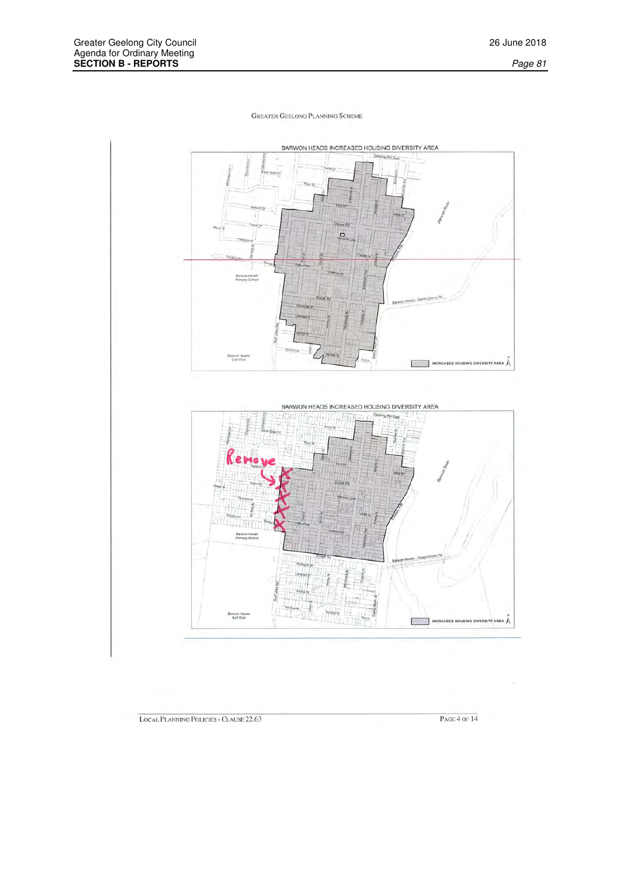GREATER GEELONG PLANNING SCHEME

BARWON HEADS INCREASED HOUSING DIVERSITY AREA

INCREASED HOUSING DIVERSITY AREA

BARWON HEADS INCREASED HOUSING DIVERSITY AREA

Remove

INCREASED HOUSING DIVERSITY AREA

LOCAL PLANNING POLICIES - CLAUSE 22.63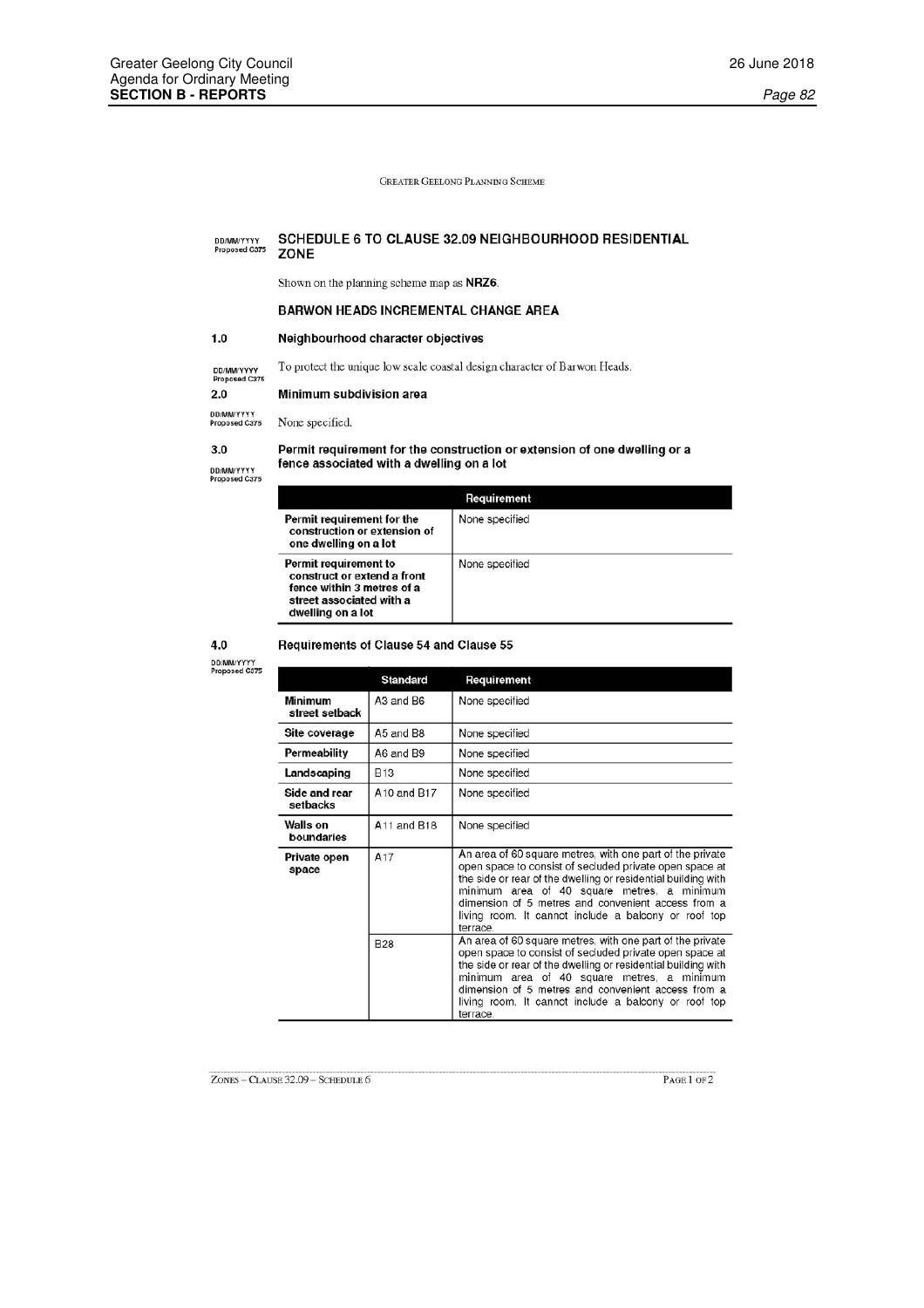GREATER GEELONG PLANNING SCHEME

DD/MM/YYYY
Proposed C375

# SCHEDULE 6 TO CLAUSE 32.09 NEIGHBOURHOOD RESIDENTIAL ZONE

Shown on the planning scheme map as **NRZ6**.

## BARWON HEADS INCREMENTAL CHANGE AREA

### 1.0 Neighbourhood character objectives

DD/MM/YYYY
Proposed C375

To protect the unique low scale coastal design character of Barwon Heads.

### 2.0 Minimum subdivision area

DD/MM/YYYY
Proposed C375

None specified.

### 3.0 Permit requirement for the construction or extension of one dwelling or a fence associated with a dwelling on a lot

DD/MM/YYYY
Proposed C375

| | Requirement |
|---|---|
| **Permit requirement for the construction or extension of one dwelling on a lot** | None specified |
| **Permit requirement to construct or extend a front fence within 3 metres of a street associated with a dwelling on a lot** | None specified |

### 4.0 Requirements of Clause 54 and Clause 55

DD/MM/YYYY
Proposed C375

| | Standard | Requirement |
|---|---|---|
| **Minimum street setback** | A3 and B6 | None specified |
| **Site coverage** | A5 and B8 | None specified |
| **Permeability** | A6 and B9 | None specified |
| **Landscaping** | B13 | None specified |
| **Side and rear setbacks** | A10 and B17 | None specified |
| **Walls on boundaries** | A11 and B18 | None specified |
| **Private open space** | A17 | An area of 60 square metres, with one part of the private open space to consist of secluded private open space at the side or rear of the dwelling or residential building with minimum area of 40 square metres, a minimum dimension of 5 metres and convenient access from a living room. It cannot include a balcony or roof top terrace. |
| | B28 | An area of 60 square metres, with one part of the private open space to consist of secluded private open space at the side or rear of the dwelling or residential building with minimum area of 40 square metres, a minimum dimension of 5 metres and convenient access from a living room. It cannot include a balcony or roof top terrace. |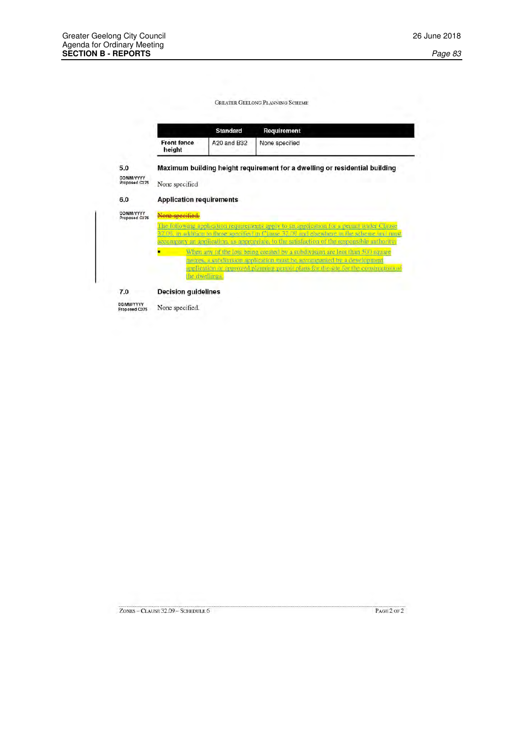GREATER GEELONG PLANNING SCHEME

| | Standard | Requirement |
|---|---|---|
| **Front fence height** | A20 and B32 | None specified |

## 5.0 Maximum building height requirement for a dwelling or residential building

DD/MM/YYYY
Proposed C375

None specified

## 6.0 Application requirements

DD/MM/YYYY
Proposed C375

~~None specified.~~

The following application requirements apply to an application for a permit under Clause 32.09, in addition to those specified in Clause 32.09 and elsewhere in the scheme and must accompany an application, as appropriate, to the satisfaction of the responsible authority:

- When any of the lots being created by a subdivision are less than 500 square metres, a subdivision application must be accompanied by a development application or approved planning permit plans for the site for the construction of the dwellings.

## 7.0 Decision guidelines

DD/MM/YYYY
Proposed C375

None specified.

ZONES – CLAUSE 32.09 – SCHEDULE 6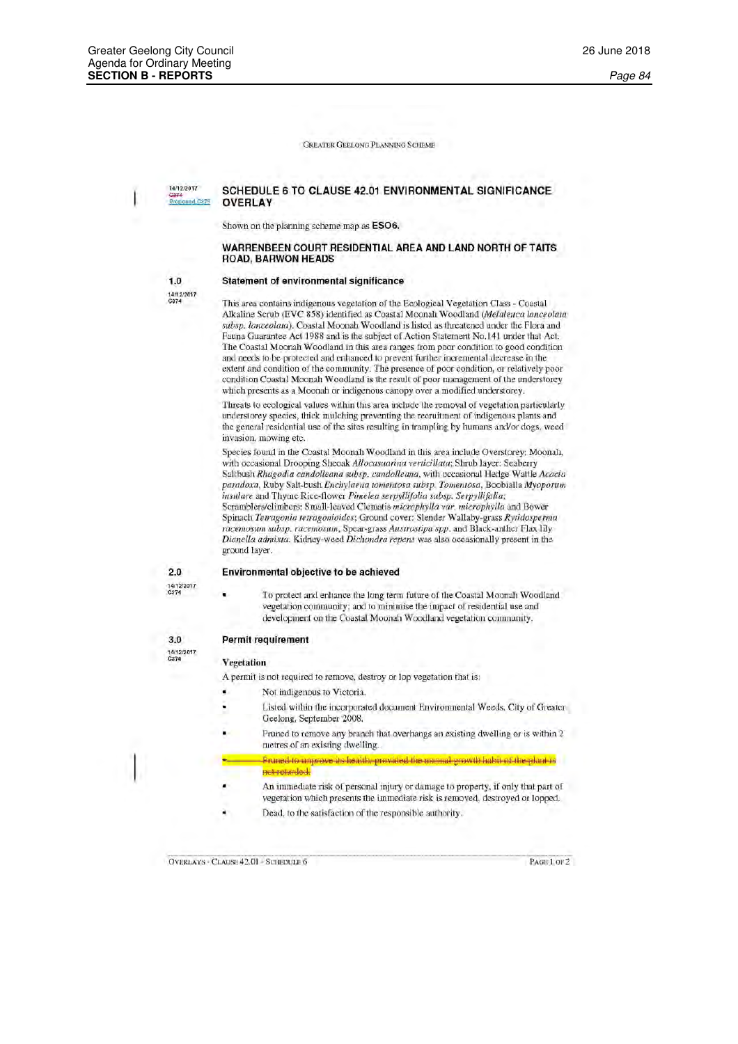GREATER GEELONG PLANNING SCHEME

14/12/2017
C374
Proposed C375

## SCHEDULE 6 TO CLAUSE 42.01 ENVIRONMENTAL SIGNIFICANCE OVERLAY

Shown on the planning scheme map as **ESO6.**

### WARRENBEEN COURT RESIDENTIAL AREA AND LAND NORTH OF TAITS ROAD, BARWON HEADS

### 1.0 Statement of environmental significance

14/12/2017
C374

This area contains indigenous vegetation of the Ecological Vegetation Class - Coastal Alkaline Scrub (EVC 858) identified as Coastal Moonah Woodland (*Melaleuca lanceolata subsp. lanceolata*). Coastal Moonah Woodland is listed as threatened under the Flora and Fauna Guarantee Act 1988 and is the subject of Action Statement No.141 under that Act. The Coastal Moonah Woodland in this area ranges from poor condition to good condition and needs to be protected and enhanced to prevent further incremental decrease in the extent and condition of the community. The presence of poor condition, or relatively poor condition Coastal Moonah Woodland is the result of poor management of the understorey which presents as a Moonah or indigenous canopy over a modified understorey.

Threats to ecological values within this area include the removal of vegetation particularly understorey species, thick mulching preventing the recruitment of indigenous plants and the general residential use of the sites resulting in trampling by humans and/or dogs, weed invasion, mowing etc.

Species found in the Coastal Moonah Woodland in this area include Overstorey: Moonah, with occasional Drooping Sheoak *Allocasuarina verticillata*; Shrub layer: Seaberry Saltbush *Rhagodia candolleana subsp. candolleana*, with occasional Hedge Wattle *Acacia paradoxa*, Ruby Salt-bush *Enchylaena tomentosa subsp. Tomentosa*, Boobialla *Myoporum insulare* and Thyme Rice-flower *Pimelea serpyllifolia subsp. Serpyllifolia*; Scramblers/climbers: Small-leaved Clematis *microphylla var. microphylla* and Bower Spinach *Tetragonia tetragonioides*; Ground cover: Slender Wallaby-grass *Rytidosperma racemosum subsp. racemosum*, Spear-grass *Austrostipa spp.* and Black-anther Flax lily *Dianella admixta*. Kidney-weed *Dichondra repens* was also occasionally present in the ground layer.

### 2.0 Environmental objective to be achieved

14/12/2017
C374

- To protect and enhance the long term future of the Coastal Moonah Woodland vegetation community; and to minimise the impact of residential use and development on the Coastal Moonah Woodland vegetation community.

### 3.0 Permit requirement

14/12/2017
C374

**Vegetation**

A permit is not required to remove, destroy or lop vegetation that is:

- Not indigenous to Victoria.
- Listed within the incorporated document Environmental Weeds, City of Greater Geelong, September 2008.
- Pruned to remove any branch that overhangs an existing dwelling or is within 2 metres of an existing dwelling.
- ~~Pruned to improve its health, provided the normal growth habit of the plant is not retarded.~~
- An immediate risk of personal injury or damage to property, if only that part of vegetation which presents the immediate risk is removed, destroyed or lopped.
- Dead, to the satisfaction of the responsible authority.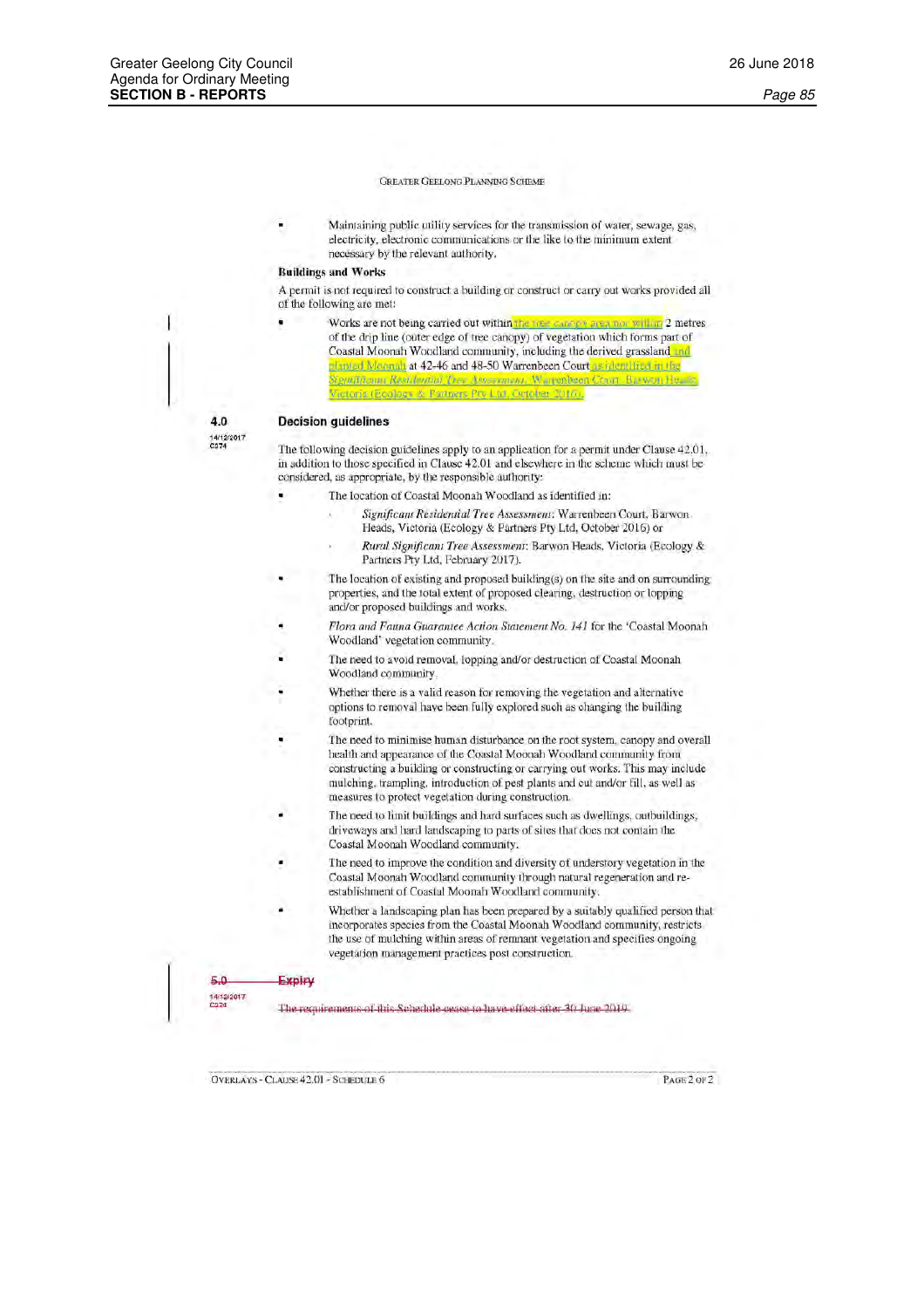GREATER GEELONG PLANNING SCHEME

- Maintaining public utility services for the transmission of water, sewage, gas, electricity, electronic communications or the like to the minimum extent necessary by the relevant authority.

**Buildings and Works**

A permit is not required to construct a building or construct or carry out works provided all of the following are met:

- Works are not being carried out within the tree canopy area nor within 2 metres of the drip line (outer edge of tree canopy) of vegetation which forms part of Coastal Moonah Woodland community, including the derived grassland and planted Moonah at 42-46 and 48-50 Warrenbeen Court as identified in the *Significant Residential Tree Assessment*, Warrenbeen Court, Barwon Heads, Victoria (Ecology & Partners Pty Ltd, October 2016).

## 4.0 Decision guidelines

14/12/2017
C374

The following decision guidelines apply to an application for a permit under Clause 42.01, in addition to those specified in Clause 42.01 and elsewhere in the scheme which must be considered, as appropriate, by the responsible authority:

- The location of Coastal Moonah Woodland as identified in:
  - *Significant Residential Tree Assessment*: Warrenbeen Court, Barwon Heads, Victoria (Ecology & Partners Pty Ltd, October 2016) or
  - *Rural Significant Tree Assessment*: Barwon Heads, Victoria (Ecology & Partners Pty Ltd, February 2017).
- The location of existing and proposed building(s) on the site and on surrounding properties, and the total extent of proposed clearing, destruction or lopping and/or proposed buildings and works.
- *Flora and Fauna Guarantee Action Statement No. 141* for the 'Coastal Moonah Woodland' vegetation community.
- The need to avoid removal, lopping and/or destruction of Coastal Moonah Woodland community.
- Whether there is a valid reason for removing the vegetation and alternative options to removal have been fully explored such as changing the building footprint.
- The need to minimise human disturbance on the root system, canopy and overall health and appearance of the Coastal Moonah Woodland community from constructing a building or constructing or carrying out works. This may include mulching, trampling, introduction of pest plants and cut and/or fill, as well as measures to protect vegetation during construction.
- The need to limit buildings and hard surfaces such as dwellings, outbuildings, driveways and hard landscaping to parts of sites that does not contain the Coastal Moonah Woodland community.
- The need to improve the condition and diversity of understory vegetation in the Coastal Moonah Woodland community through natural regeneration and re-establishment of Coastal Moonah Woodland community.
- Whether a landscaping plan has been prepared by a suitably qualified person that incorporates species from the Coastal Moonah Woodland community, restricts the use of mulching within areas of remnant vegetation and specifies ongoing vegetation management practices post construction.

## ~~5.0 Expiry~~

~~14/12/2017~~
~~C374~~

~~The requirements of this Schedule cease to have effect after 30 June 2019.~~

OVERLAYS - CLAUSE 42.01 - SCHEDULE 6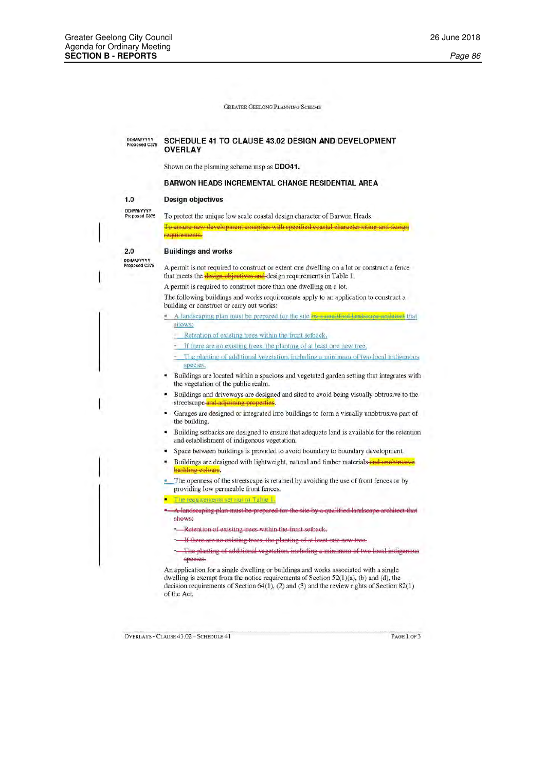GREATER GEELONG PLANNING SCHEME

DD/MM/YYYY
Proposed C375

## SCHEDULE 41 TO CLAUSE 43.02 DESIGN AND DEVELOPMENT OVERLAY

Shown on the planning scheme map as **DDO41.**

### BARWON HEADS INCREMENTAL CHANGE RESIDENTIAL AREA

### 1.0 Design objectives

DD/MM/YYYY
Proposed C375

To protect the unique low scale coastal design character of Barwon Heads.

~~To ensure new development complies with specified coastal character siting and design requirements.~~

### 2.0 Buildings and works

DD/MM/YYYY
Proposed C375

A permit is not required to construct or extent one dwelling on a lot or construct a fence that meets the ~~design objectives and~~ design requirements in Table 1.

A permit is required to construct more than one dwelling on a lot.

The following buildings and works requirements apply to an application to construct a building or construct or carry out works:

- A landscaping plan must be prepared for the site ~~by a qualified landscape architect~~ that shows:
  - Retention of existing trees within the front setback.
  - If there are no existing trees, the planting of at least one new tree.
  - The planting of additional vegetation, including a minimum of two local indigenous species.
- Buildings are located within a spacious and vegetated garden setting that integrates with the vegetation of the public realm.
- Buildings and driveways are designed and sited to avoid being visually obtrusive to the streetscape ~~and adjoining properties~~.
- Garages are designed or integrated into buildings to form a visually unobtrusive part of the building.
- Building setbacks are designed to ensure that adequate land is available for the retention and establishment of indigenous vegetation.
- Space between buildings is provided to avoid boundary to boundary development.
- Buildings are designed with lightweight, natural and timber materials ~~and unobtrusive building colours~~.
- The openness of the streetscape is retained by avoiding the use of front fences or by providing low permeable front fences.
- The requirements set out in Table 1.
- ~~A landscaping plan must be prepared for the site by a qualified landscape architect that shows:~~
  - ~~Retention of existing trees within the front setback.~~
  - ~~If there are no existing trees, the planting of at least one new tree.~~
  - ~~The planting of additional vegetation, including a minimum of two local indigenous species.~~

An application for a single dwelling or buildings and works associated with a single dwelling is exempt from the notice requirements of Section 52(1)(a), (b) and (d), the decision requirements of Section 64(1), (2) and (3) and the review rights of Section 82(1) of the Act.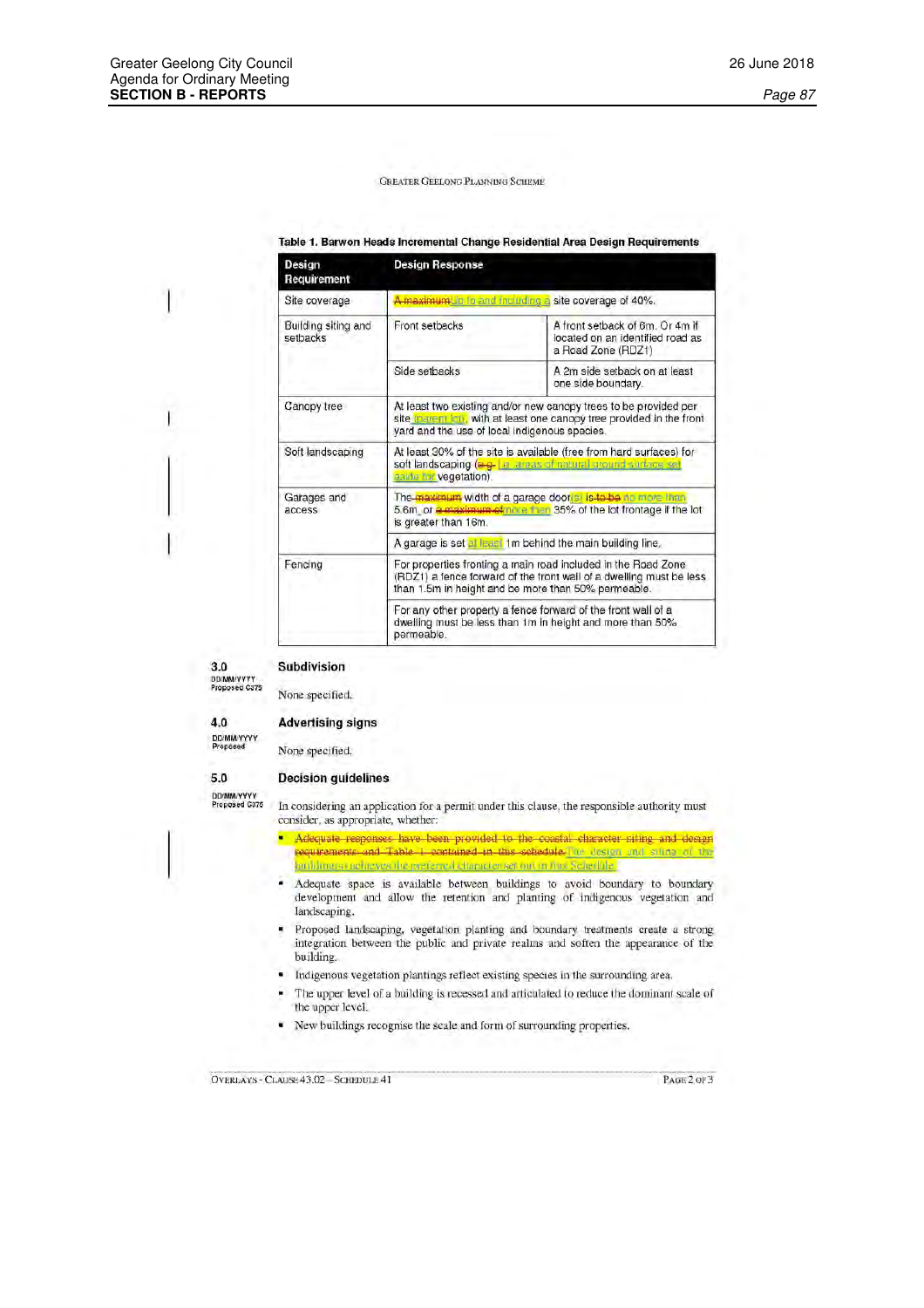GREATER GEELONG PLANNING SCHEME

**Table 1. Barwon Heads Incremental Change Residential Area Design Requirements**

| Design Requirement | Design Response | |
|---|---|---|
| Site coverage | ~~A maximum~~Up to and including a site coverage of 40%. | |
| Building siting and setbacks | Front setbacks | A front setback of 6m. Or 4m if located on an identified road as a Road Zone (RDZ1) |
| | Side setbacks | A 2m side setback on at least one side boundary. |
| Canopy tree | At least two existing and/or new canopy trees to be provided per site (parent lot), with at least one canopy tree provided in the front yard and the use of local indigenous species. | |
| Soft landscaping | At least 30% of the site is available (free from hard surfaces) for soft landscaping (~~e.g.~~ i.e. areas of natural ground surface set aside for vegetation). | |
| Garages and access | The ~~maximum~~ width of a garage door(s) ~~is to be~~ no more than 5.6m, or ~~a maximum of~~ more than 35% of the lot frontage if the lot is greater than 16m. | |
| | A garage is set at least 1m behind the main building line. | |
| Fencing | For properties fronting a main road included in the Road Zone (RDZ1) a fence forward of the front wall of a dwelling must be less than 1.5m in height and be more than 50% permeable. | |
| | For any other property a fence forward of the front wall of a dwelling must be less than 1m in height and more than 50% permeable. | |

## 3.0 Subdivision

DD/MM/YYYY
Proposed C375

None specified.

## 4.0 Advertising signs

DD/MM/YYYY
Proposed

None specified.

## 5.0 Decision guidelines

DD/MM/YYYY
Proposed C375

In considering an application for a permit under this clause, the responsible authority must consider, as appropriate, whether:

- ~~Adequate responses have been provided to the coastal character siting and design requirements and Table 1 contained in this schedule.~~ The design and siting of the building(s) achieves the preferred character set out in this Schedule.
- Adequate space is available between buildings to avoid boundary to boundary development and allow the retention and planting of indigenous vegetation and landscaping.
- Proposed landscaping, vegetation planting and boundary treatments create a strong integration between the public and private realms and soften the appearance of the building.
- Indigenous vegetation plantings reflect existing species in the surrounding area.
- The upper level of a building is recessed and articulated to reduce the dominant scale of the upper level.
- New buildings recognise the scale and form of surrounding properties.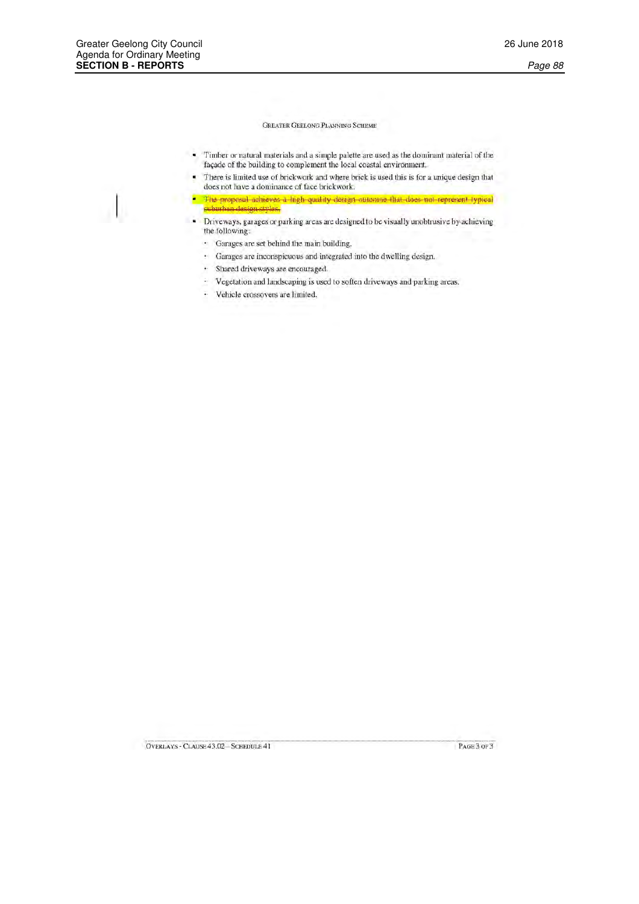GREATER GEELONG PLANNING SCHEME

- Timber or natural materials and a simple palette are used as the dominant material of the façade of the building to complement the local coastal environment.
- There is limited use of brickwork and where brick is used this is for a unique design that does not have a dominance of face brickwork.
- ~~The proposal achieves a high quality design outcome that does not represent typical suburban design styles.~~
- Driveways, garages or parking areas are designed to be visually unobtrusive by achieving the following:
  - Garages are set behind the main building.
  - Garages are inconspicuous and integrated into the dwelling design.
  - Shared driveways are encouraged.
  - Vegetation and landscaping is used to soften driveways and parking areas.
  - Vehicle crossovers are limited.

OVERLAYS - CLAUSE 43.02 – SCHEDULE 41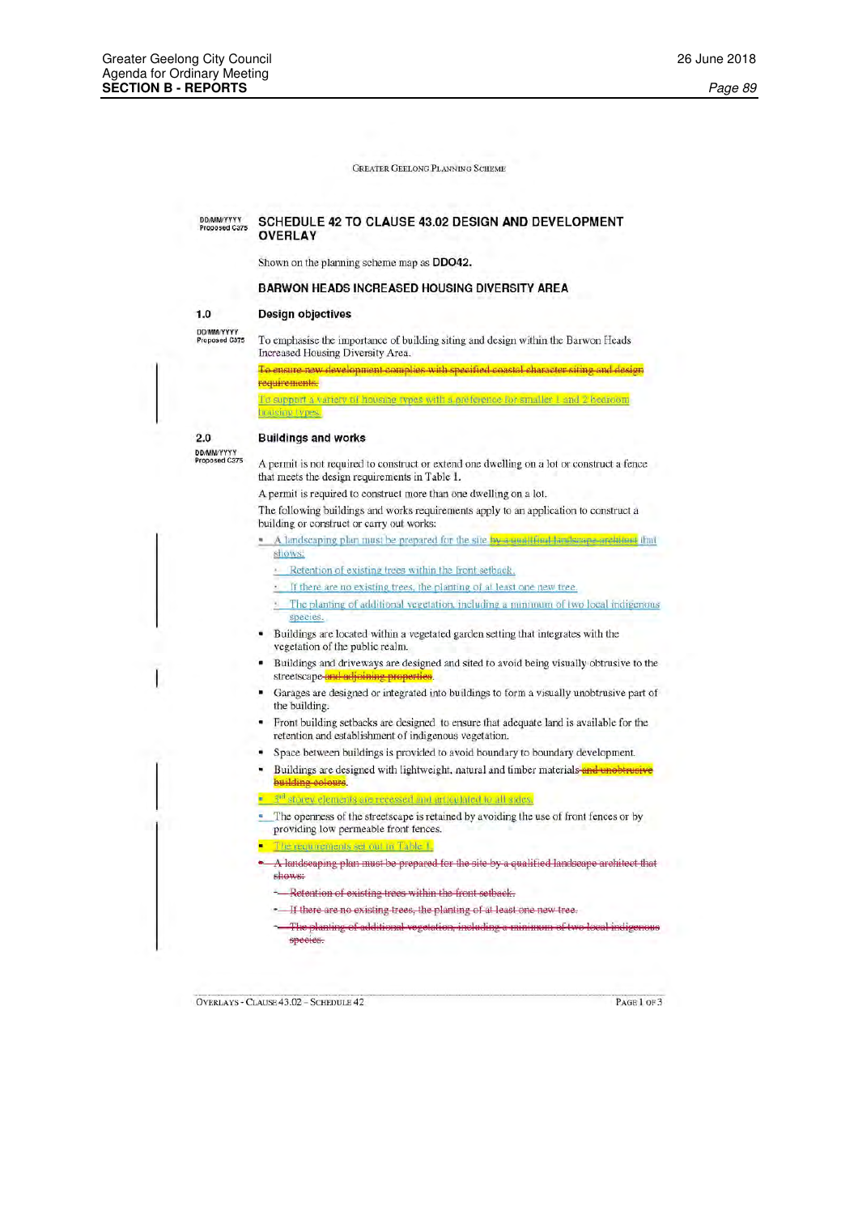GREATER GEELONG PLANNING SCHEME

DD/MM/YYYY
Proposed C375

## SCHEDULE 42 TO CLAUSE 43.02 DESIGN AND DEVELOPMENT OVERLAY

Shown on the planning scheme map as **DDO42.**

### BARWON HEADS INCREASED HOUSING DIVERSITY AREA

### 1.0 Design objectives

DD/MM/YYYY
Proposed C375

To emphasise the importance of building siting and design within the Barwon Heads Increased Housing Diversity Area.

~~To ensure new development complies with specified coastal character siting and design requirements.~~

To support a variety of housing types with a preference for smaller 1 and 2 bedroom housing types.

### 2.0 Buildings and works

DD/MM/YYYY
Proposed C375

A permit is not required to construct or extend one dwelling on a lot or construct a fence that meets the design requirements in Table 1.

A permit is required to construct more than one dwelling on a lot.

The following buildings and works requirements apply to an application to construct a building or construct or carry out works:

- A landscaping plan must be prepared for the site ~~by a qualified landscape architect~~ that shows:
  - Retention of existing trees within the front setback.
  - If there are no existing trees, the planting of at least one new tree.
  - The planting of additional vegetation, including a minimum of two local indigenous species.
- Buildings are located within a vegetated garden setting that integrates with the vegetation of the public realm.
- Buildings and driveways are designed and sited to avoid being visually obtrusive to the streetscape ~~and adjoining properties~~.
- Garages are designed or integrated into buildings to form a visually unobtrusive part of the building.
- Front building setbacks are designed to ensure that adequate land is available for the retention and establishment of indigenous vegetation.
- Space between buildings is provided to avoid boundary to boundary development.
- Buildings are designed with lightweight, natural and timber materials ~~and unobtrusive building colours~~.
- 3rd storey elements are recessed and articulated to all sides.
- The openness of the streetscape is retained by avoiding the use of front fences or by providing low permeable front fences.
- The requirements set out in Table 1.
- ~~A landscaping plan must be prepared for the site by a qualified landscape architect that shows:~~
  - ~~Retention of existing trees within the front setback.~~
  - ~~If there are no existing trees, the planting of at least one new tree.~~
  - ~~The planting of additional vegetation, including a minimum of two local indigenous species.~~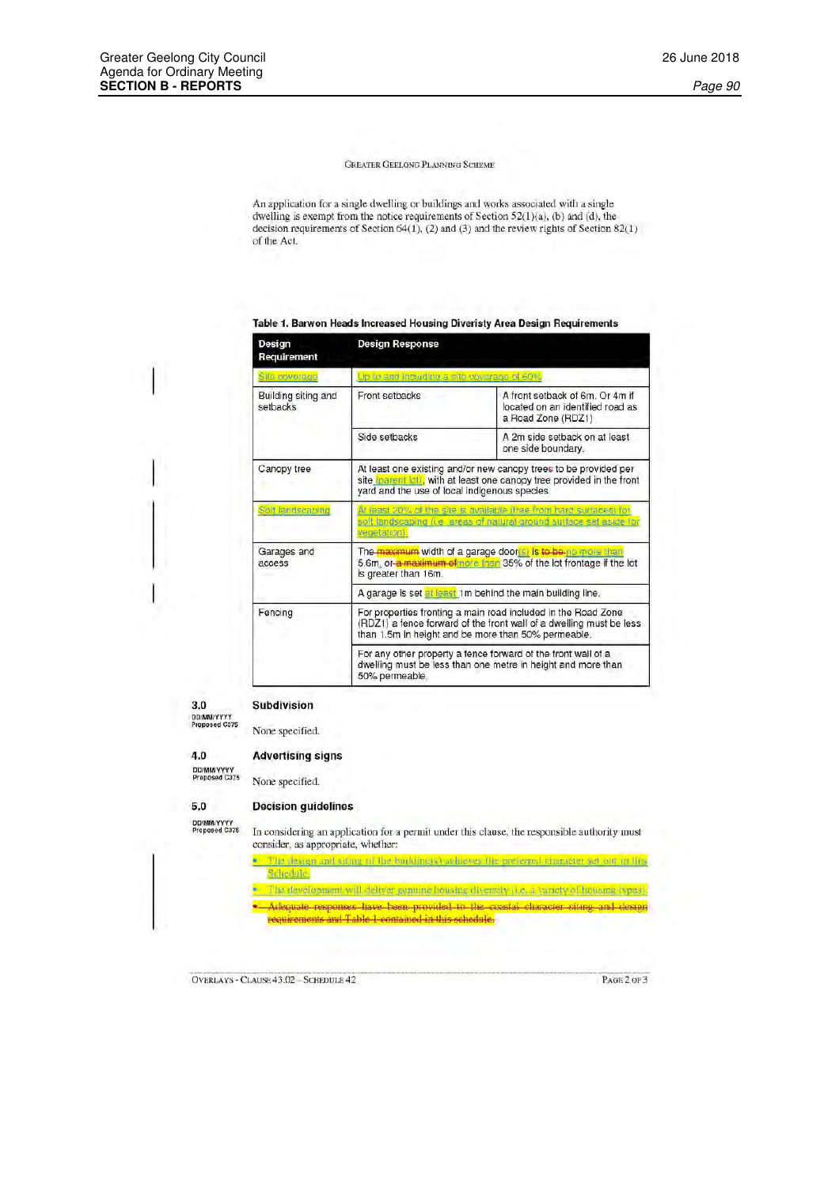GREATER GEELONG PLANNING SCHEME

An application for a single dwelling or buildings and works associated with a single dwelling is exempt from the notice requirements of Section 52(1)(a), (b) and (d), the decision requirements of Section 64(1), (2) and (3) and the review rights of Section 82(1) of the Act.

**Table 1. Barwon Heads Increased Housing Diveristy Area Design Requirements**

| Design Requirement | Design Response | |
|---|---|---|
| Site coverage | Up to and including a site coverage of 60% | |
| Building siting and setbacks | Front setbacks | A front setback of 6m. Or 4m if located on an identified road as a Road Zone (RDZ1) |
| | Side setbacks | A 2m side setback on at least one side boundary. |
| Canopy tree | At least one existing and/or new canopy trees to be provided per site (parent lot), with at least one canopy tree provided in the front yard and the use of local indigenous species. | |
| Soft landscaping | At least 20% of the site is available (free from hard surfaces) for soft landscaping (i.e. areas of natural ground surface set aside for vegetation). | |
| Garages and access | The ~~maximum~~ width of a garage door(s) is ~~to be~~ no more than 5.6m, or ~~a maximum of~~ more than 35% of the lot frontage if the lot is greater than 16m. | |
| | A garage is set at least 1m behind the main building line. | |
| Fencing | For properties fronting a main road included in the Road Zone (RDZ1) a fence forward of the front wall of a dwelling must be less than 1.5m in height and be more than 50% permeable. | |
| | For any other property a fence forward of the front wall of a dwelling must be less than one metre in height and more than 50% permeable. | |

## 3.0 Subdivision

DD/MM/YYYY
Proposed C375

None specified.

## 4.0 Advertising signs

DD/MM/YYYY
Proposed C375

None specified.

## 5.0 Decision guidelines

DD/MM/YYYY
Proposed C375

In considering an application for a permit under this clause, the responsible authority must consider, as appropriate, whether:

- The design and siting of the building(s) achieves the preferred character set out in this Schedule.
- The development will deliver genuine housing diversity (i.e. a variety of housing types).
- ~~Adequate responses have been provided to the coastal character siting and design requirements and Table 1 contained in this schedule.~~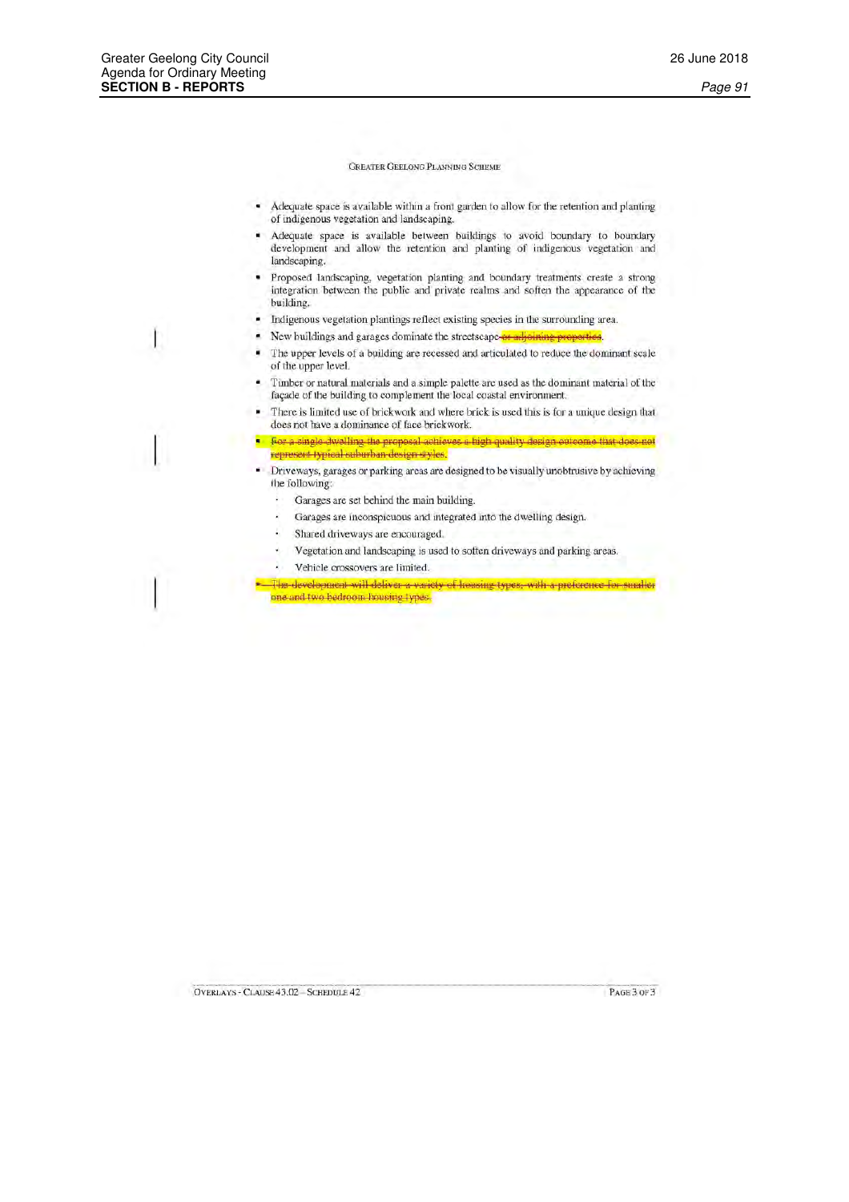- Adequate space is available within a front garden to allow for the retention and planting of indigenous vegetation and landscaping.
- Adequate space is available between buildings to avoid boundary to boundary development and allow the retention and planting of indigenous vegetation and landscaping.
- Proposed landscaping, vegetation planting and boundary treatments create a strong integration between the public and private realms and soften the appearance of the building.
- Indigenous vegetation plantings reflect existing species in the surrounding area.
- New buildings and garages dominate the streetscape ~~or adjoining properties~~.
- The upper levels of a building are recessed and articulated to reduce the dominant scale of the upper level.
- Timber or natural materials and a simple palette are used as the dominant material of the façade of the building to complement the local coastal environment.
- There is limited use of brickwork and where brick is used this is for a unique design that does not have a dominance of face brickwork.
- ~~For a single dwelling the proposal achieves a high quality design outcome that does not represent typical suburban design styles.~~
- Driveways, garages or parking areas are designed to be visually unobtrusive by achieving the following:
  - Garages are set behind the main building.
  - Garages are inconspicuous and integrated into the dwelling design.
  - Shared driveways are encouraged.
  - Vegetation and landscaping is used to soften driveways and parking areas.
  - Vehicle crossovers are limited.
- ~~The development will deliver a variety of housing types, with a preference for smaller one and two bedroom housing types.~~